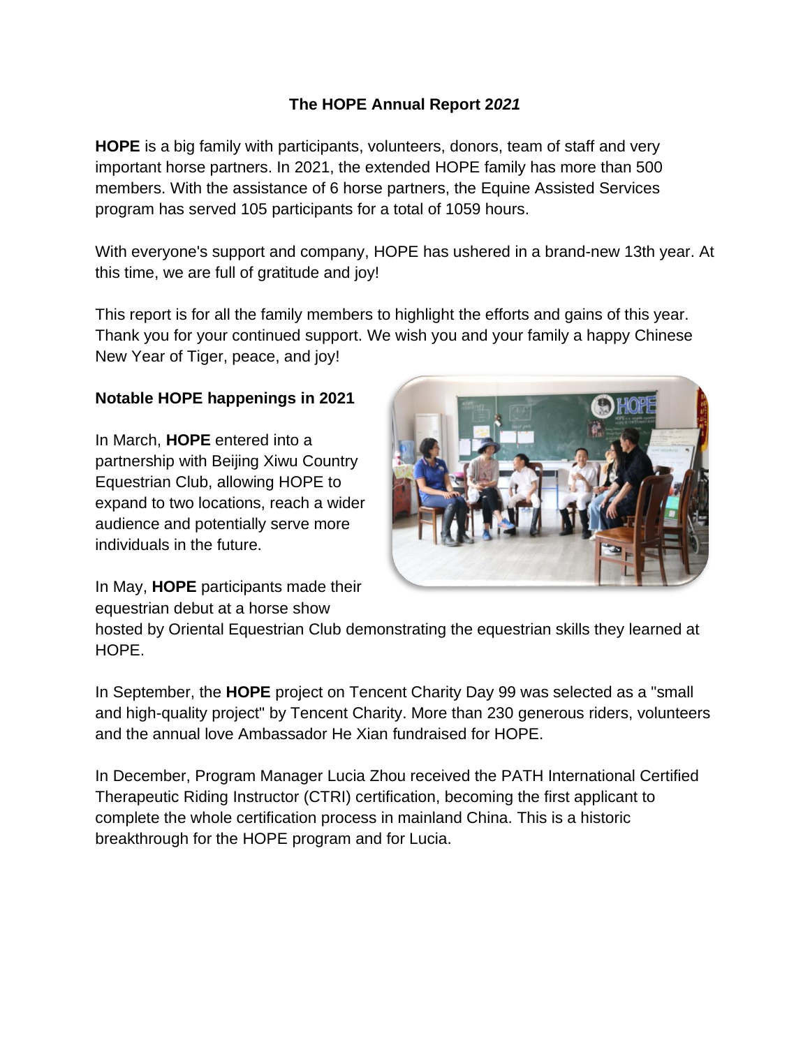# The HOPE Annual Report 2*021*

**HOPE** is a big family with participants, volunteers, donors, team of staff and very important horse partners. In 2021, the extended HOPE family has more than 500 members. With the assistance of 6 horse partners, the Equine Assisted Services program has served 105 participants for a total of 1059 hours.

With everyone's support and company, HOPE has ushered in a brand-new 13th year. At this time, we are full of gratitude and joy!

This report is for all the family members to highlight the efforts and gains of this year. Thank you for your continued support. We wish you and your family a happy Chinese New Year of Tiger, peace, and joy!

## Notable HOPE happenings in 2021

In March, **HOPE** entered into a partnership with Beijing Xiwu Country Equestrian Club, allowing HOPE to expand to two locations, reach a wider audience and potentially serve more individuals in the future.

In May, **HOPE** participants made their equestrian debut at a horse show hosted by Oriental Equestrian Club demonstrating the equestrian skills they learned at HOPE.

In September, the **HOPE** project on Tencent Charity Day 99 was selected as a "small and high-quality project" by Tencent Charity. More than 230 generous riders, volunteers and the annual love Ambassador He Xian fundraised for HOPE.

In December, Program Manager Lucia Zhou received the PATH International Certified Therapeutic Riding Instructor (CTRI) certification, becoming the first applicant to complete the whole certification process in mainland China. This is a historic breakthrough for the HOPE program and for Lucia.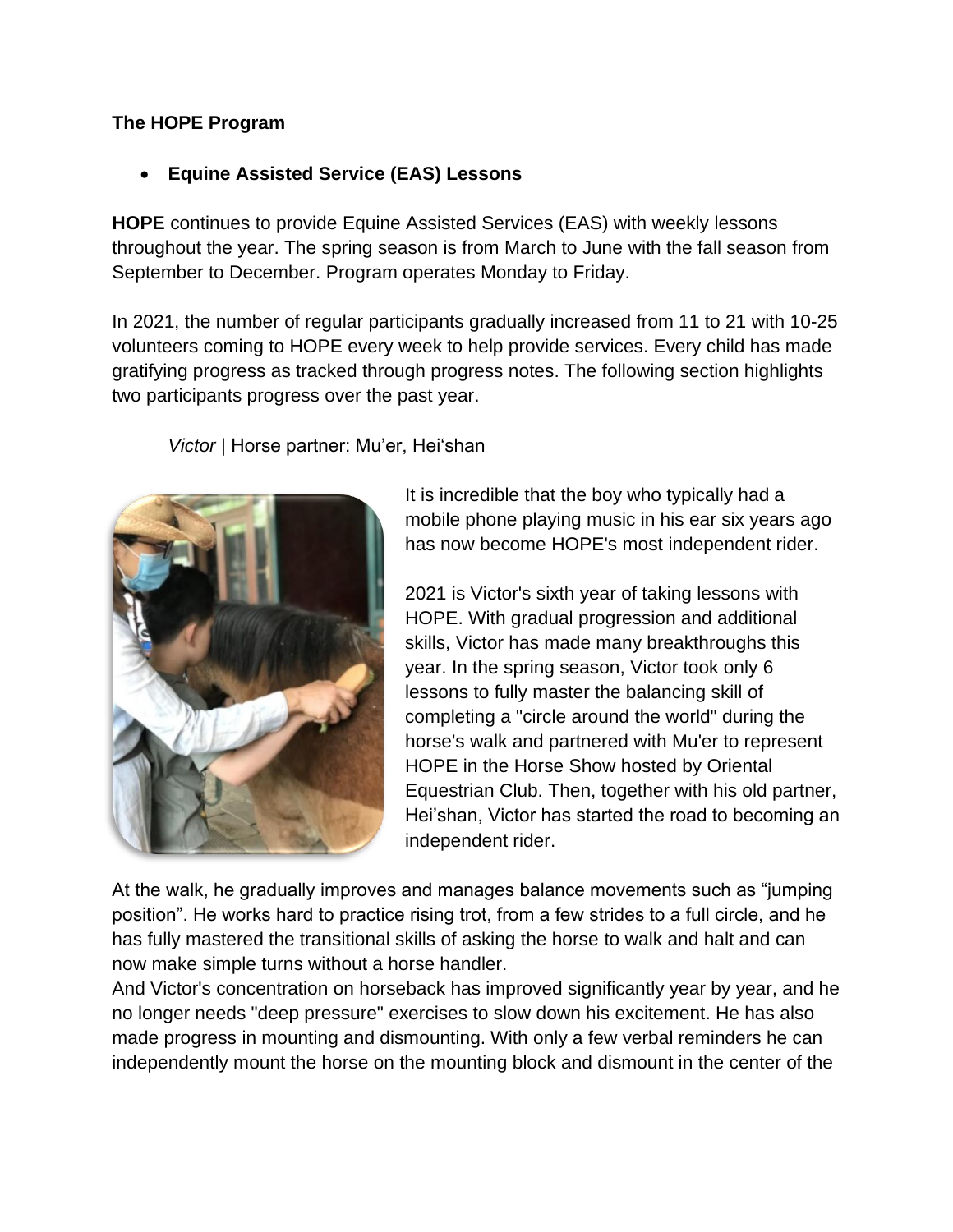**The HOPE Program**

- **Equine Assisted Service (EAS) Lessons**

**HOPE** continues to provide Equine Assisted Services (EAS) with weekly lessons throughout the year. The spring season is from March to June with the fall season from September to December. Program operates Monday to Friday.

In 2021, the number of regular participants gradually increased from 11 to 21 with 10-25 volunteers coming to HOPE every week to help provide services. Every child has made gratifying progress as tracked through progress notes. The following section highlights two participants progress over the past year.

*Victor* | Horse partner: Mu'er, Hei'shan

It is incredible that the boy who typically had a mobile phone playing music in his ear six years ago has now become HOPE's most independent rider.

2021 is Victor's sixth year of taking lessons with HOPE. With gradual progression and additional skills, Victor has made many breakthroughs this year. In the spring season, Victor took only 6 lessons to fully master the balancing skill of completing a "circle around the world" during the horse's walk and partnered with Mu'er to represent HOPE in the Horse Show hosted by Oriental Equestrian Club. Then, together with his old partner, Hei'shan, Victor has started the road to becoming an independent rider.

At the walk, he gradually improves and manages balance movements such as "jumping position". He works hard to practice rising trot, from a few strides to a full circle, and he has fully mastered the transitional skills of asking the horse to walk and halt and can now make simple turns without a horse handler.
And Victor's concentration on horseback has improved significantly year by year, and he no longer needs "deep pressure" exercises to slow down his excitement. He has also made progress in mounting and dismounting. With only a few verbal reminders he can independently mount the horse on the mounting block and dismount in the center of the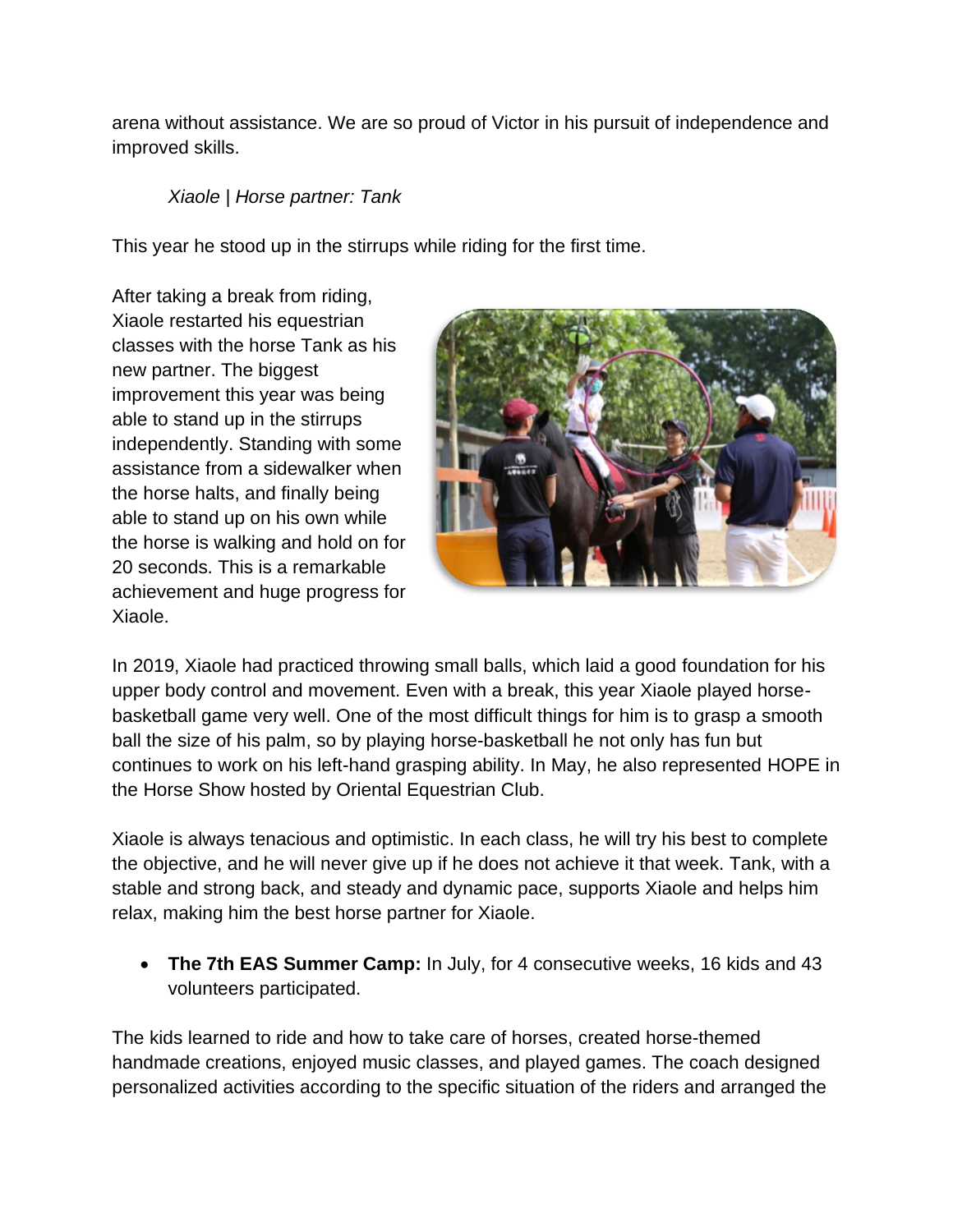arena without assistance. We are so proud of Victor in his pursuit of independence and improved skills.

*Xiaole | Horse partner: Tank*

This year he stood up in the stirrups while riding for the first time.

After taking a break from riding, Xiaole restarted his equestrian classes with the horse Tank as his new partner. The biggest improvement this year was being able to stand up in the stirrups independently. Standing with some assistance from a sidewalker when the horse halts, and finally being able to stand up on his own while the horse is walking and hold on for 20 seconds. This is a remarkable achievement and huge progress for Xiaole.

In 2019, Xiaole had practiced throwing small balls, which laid a good foundation for his upper body control and movement. Even with a break, this year Xiaole played horse-basketball game very well. One of the most difficult things for him is to grasp a smooth ball the size of his palm, so by playing horse-basketball he not only has fun but continues to work on his left-hand grasping ability. In May, he also represented HOPE in the Horse Show hosted by Oriental Equestrian Club.

Xiaole is always tenacious and optimistic. In each class, he will try his best to complete the objective, and he will never give up if he does not achieve it that week. Tank, with a stable and strong back, and steady and dynamic pace, supports Xiaole and helps him relax, making him the best horse partner for Xiaole.

- **The 7th EAS Summer Camp:** In July, for 4 consecutive weeks, 16 kids and 43 volunteers participated.

The kids learned to ride and how to take care of horses, created horse-themed handmade creations, enjoyed music classes, and played games. The coach designed personalized activities according to the specific situation of the riders and arranged the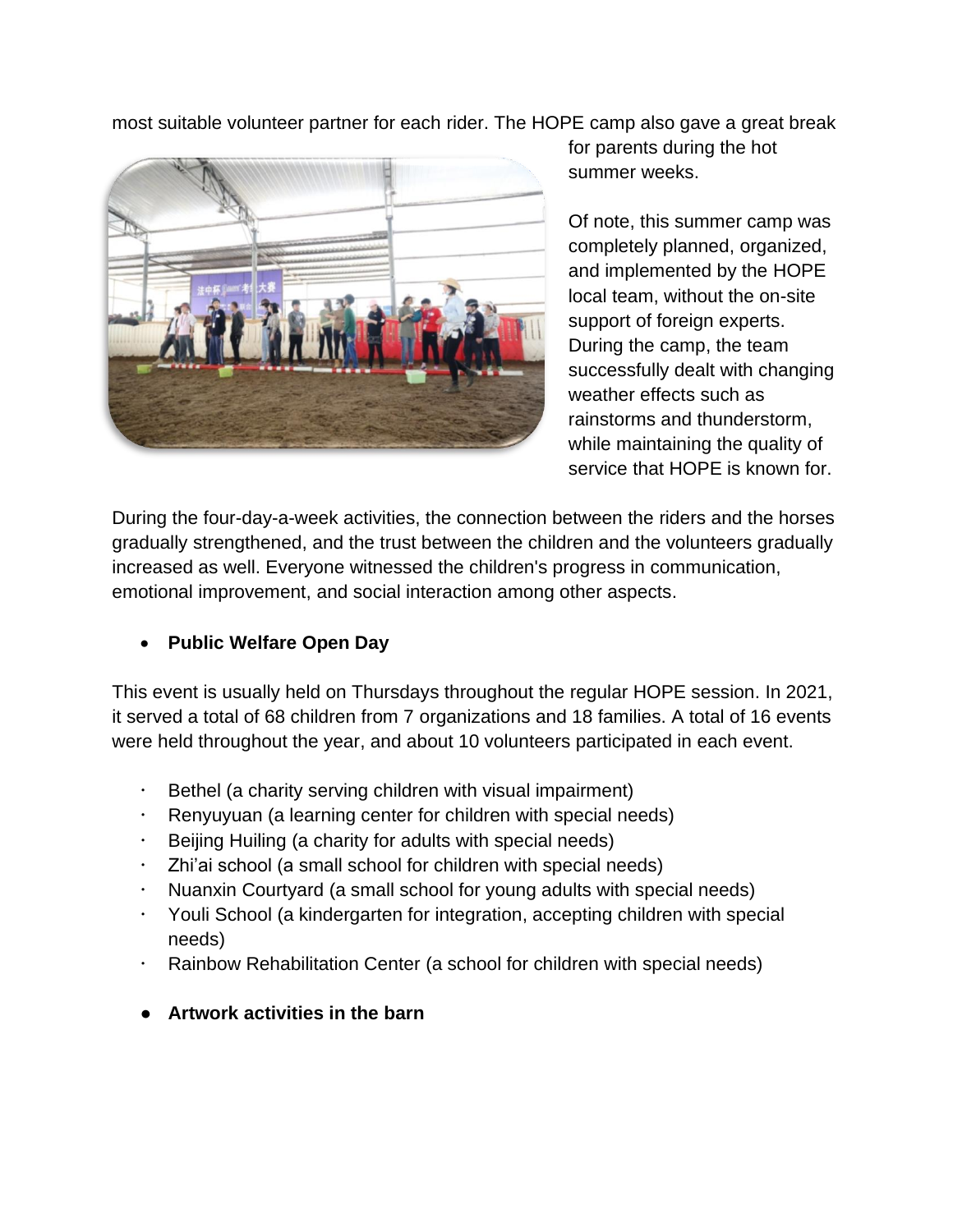most suitable volunteer partner for each rider. The HOPE camp also gave a great break for parents during the hot summer weeks.

Of note, this summer camp was completely planned, organized, and implemented by the HOPE local team, without the on-site support of foreign experts. During the camp, the team successfully dealt with changing weather effects such as rainstorms and thunderstorm, while maintaining the quality of service that HOPE is known for.

During the four-day-a-week activities, the connection between the riders and the horses gradually strengthened, and the trust between the children and the volunteers gradually increased as well. Everyone witnessed the children's progress in communication, emotional improvement, and social interaction among other aspects.

- **Public Welfare Open Day**

This event is usually held on Thursdays throughout the regular HOPE session. In 2021, it served a total of 68 children from 7 organizations and 18 families. A total of 16 events were held throughout the year, and about 10 volunteers participated in each event.

- Bethel (a charity serving children with visual impairment)
- Renyuyuan (a learning center for children with special needs)
- Beijing Huiling (a charity for adults with special needs)
- Zhi'ai school (a small school for children with special needs)
- Nuanxin Courtyard (a small school for young adults with special needs)
- Youli School (a kindergarten for integration, accepting children with special needs)
- Rainbow Rehabilitation Center (a school for children with special needs)

- **Artwork activities in the barn**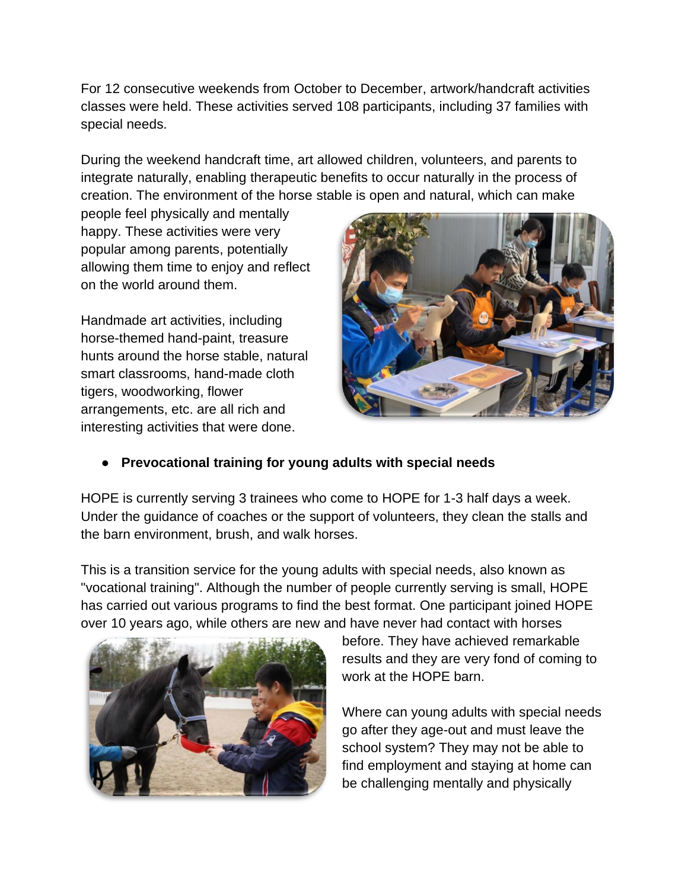For 12 consecutive weekends from October to December, artwork/handcraft activities classes were held. These activities served 108 participants, including 37 families with special needs.

During the weekend handcraft time, art allowed children, volunteers, and parents to integrate naturally, enabling therapeutic benefits to occur naturally in the process of creation. The environment of the horse stable is open and natural, which can make people feel physically and mentally happy. These activities were very popular among parents, potentially allowing them time to enjoy and reflect on the world around them.

Handmade art activities, including horse-themed hand-paint, treasure hunts around the horse stable, natural smart classrooms, hand-made cloth tigers, woodworking, flower arrangements, etc. are all rich and interesting activities that were done.

- **Prevocational training for young adults with special needs**

HOPE is currently serving 3 trainees who come to HOPE for 1-3 half days a week. Under the guidance of coaches or the support of volunteers, they clean the stalls and the barn environment, brush, and walk horses.

This is a transition service for the young adults with special needs, also known as "vocational training". Although the number of people currently serving is small, HOPE has carried out various programs to find the best format. One participant joined HOPE over 10 years ago, while others are new and have never had contact with horses before. They have achieved remarkable results and they are very fond of coming to work at the HOPE barn.

Where can young adults with special needs go after they age-out and must leave the school system? They may not be able to find employment and staying at home can be challenging mentally and physically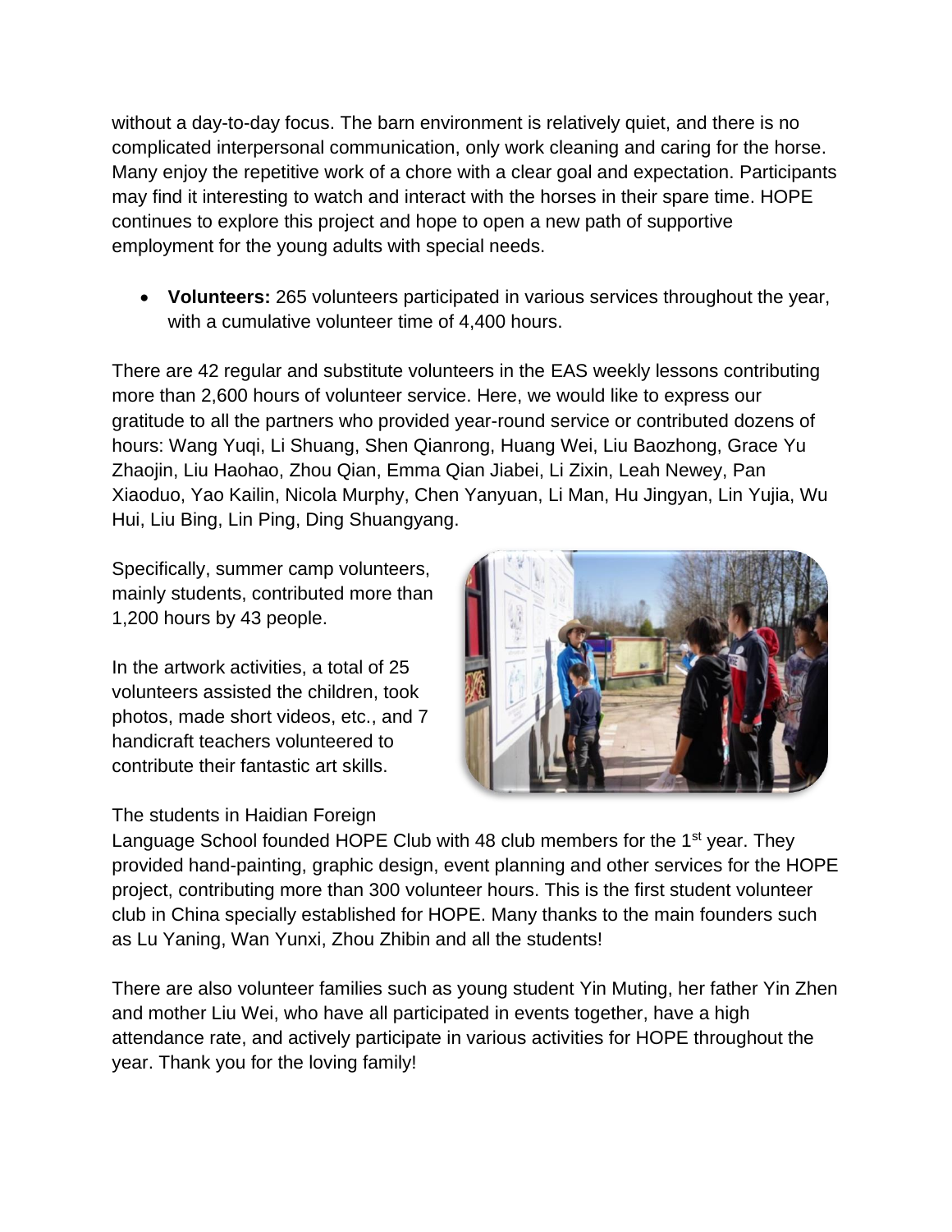without a day-to-day focus. The barn environment is relatively quiet, and there is no complicated interpersonal communication, only work cleaning and caring for the horse. Many enjoy the repetitive work of a chore with a clear goal and expectation. Participants may find it interesting to watch and interact with the horses in their spare time. HOPE continues to explore this project and hope to open a new path of supportive employment for the young adults with special needs.

- **Volunteers:** 265 volunteers participated in various services throughout the year, with a cumulative volunteer time of 4,400 hours.

There are 42 regular and substitute volunteers in the EAS weekly lessons contributing more than 2,600 hours of volunteer service. Here, we would like to express our gratitude to all the partners who provided year-round service or contributed dozens of hours: Wang Yuqi, Li Shuang, Shen Qianrong, Huang Wei, Liu Baozhong, Grace Yu Zhaojin, Liu Haohao, Zhou Qian, Emma Qian Jiabei, Li Zixin, Leah Newey, Pan Xiaoduo, Yao Kailin, Nicola Murphy, Chen Yanyuan, Li Man, Hu Jingyan, Lin Yujia, Wu Hui, Liu Bing, Lin Ping, Ding Shuangyang.

Specifically, summer camp volunteers, mainly students, contributed more than 1,200 hours by 43 people.

In the artwork activities, a total of 25 volunteers assisted the children, took photos, made short videos, etc., and 7 handicraft teachers volunteered to contribute their fantastic art skills.

The students in Haidian Foreign Language School founded HOPE Club with 48 club members for the 1st year. They provided hand-painting, graphic design, event planning and other services for the HOPE project, contributing more than 300 volunteer hours. This is the first student volunteer club in China specially established for HOPE. Many thanks to the main founders such as Lu Yaning, Wan Yunxi, Zhou Zhibin and all the students!

There are also volunteer families such as young student Yin Muting, her father Yin Zhen and mother Liu Wei, who have all participated in events together, have a high attendance rate, and actively participate in various activities for HOPE throughout the year. Thank you for the loving family!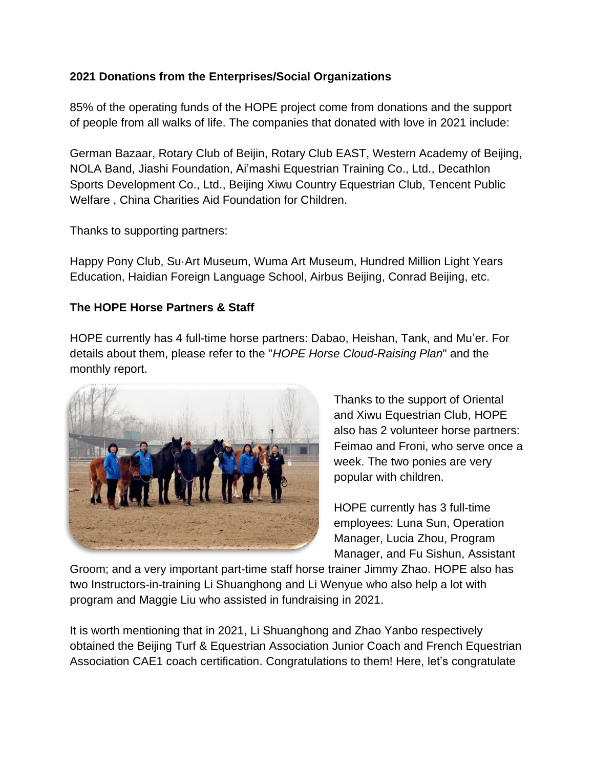**2021 Donations from the Enterprises/Social Organizations**

85% of the operating funds of the HOPE project come from donations and the support of people from all walks of life. The companies that donated with love in 2021 include:

German Bazaar, Rotary Club of Beijin, Rotary Club EAST, Western Academy of Beijing, NOLA Band, Jiashi Foundation, Ai'mashi Equestrian Training Co., Ltd., Decathlon Sports Development Co., Ltd., Beijing Xiwu Country Equestrian Club, Tencent Public Welfare , China Charities Aid Foundation for Children.

Thanks to supporting partners:

Happy Pony Club, Su·Art Museum, Wuma Art Museum, Hundred Million Light Years Education, Haidian Foreign Language School, Airbus Beijing, Conrad Beijing, etc.

**The HOPE Horse Partners & Staff**

HOPE currently has 4 full-time horse partners: Dabao, Heishan, Tank, and Mu'er. For details about them, please refer to the "*HOPE Horse Cloud-Raising Plan*" and the monthly report.

Thanks to the support of Oriental and Xiwu Equestrian Club, HOPE also has 2 volunteer horse partners: Feimao and Froni, who serve once a week. The two ponies are very popular with children.

HOPE currently has 3 full-time employees: Luna Sun, Operation Manager, Lucia Zhou, Program Manager, and Fu Sishun, Assistant Groom; and a very important part-time staff horse trainer Jimmy Zhao. HOPE also has two Instructors-in-training Li Shuanghong and Li Wenyue who also help a lot with program and Maggie Liu who assisted in fundraising in 2021.

It is worth mentioning that in 2021, Li Shuanghong and Zhao Yanbo respectively obtained the Beijing Turf & Equestrian Association Junior Coach and French Equestrian Association CAE1 coach certification. Congratulations to them! Here, let's congratulate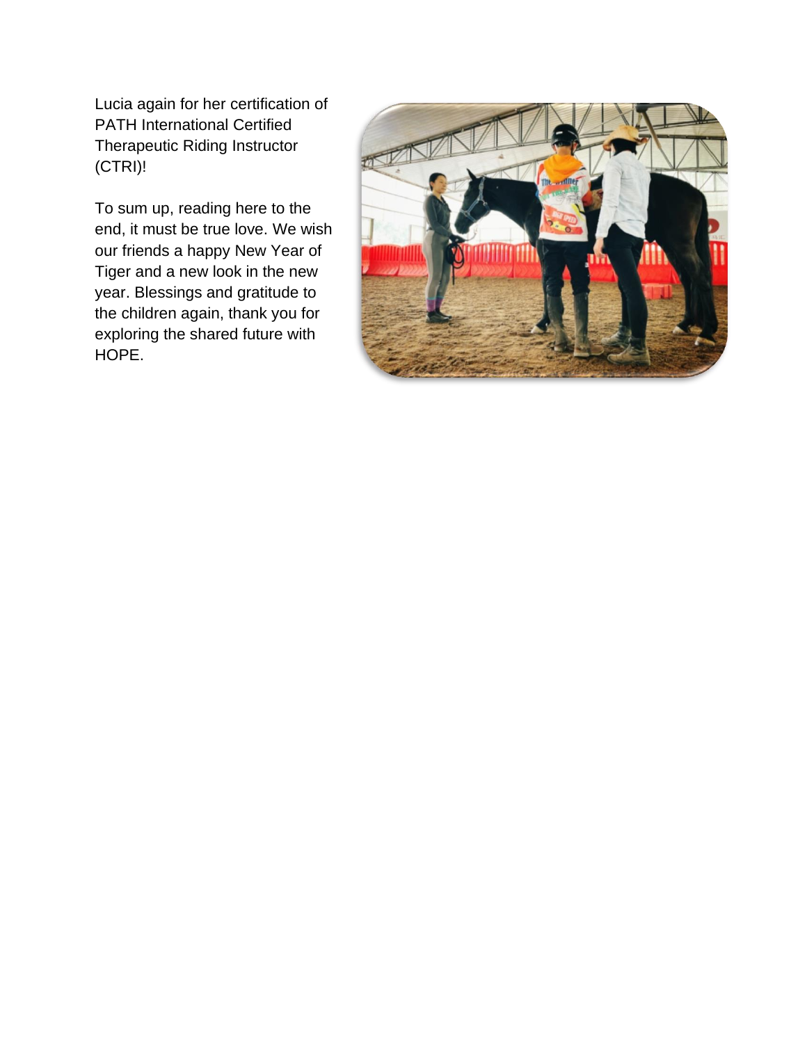Lucia again for her certification of PATH International Certified Therapeutic Riding Instructor (CTRI)!

To sum up, reading here to the end, it must be true love. We wish our friends a happy New Year of Tiger and a new look in the new year. Blessings and gratitude to the children again, thank you for exploring the shared future with HOPE.